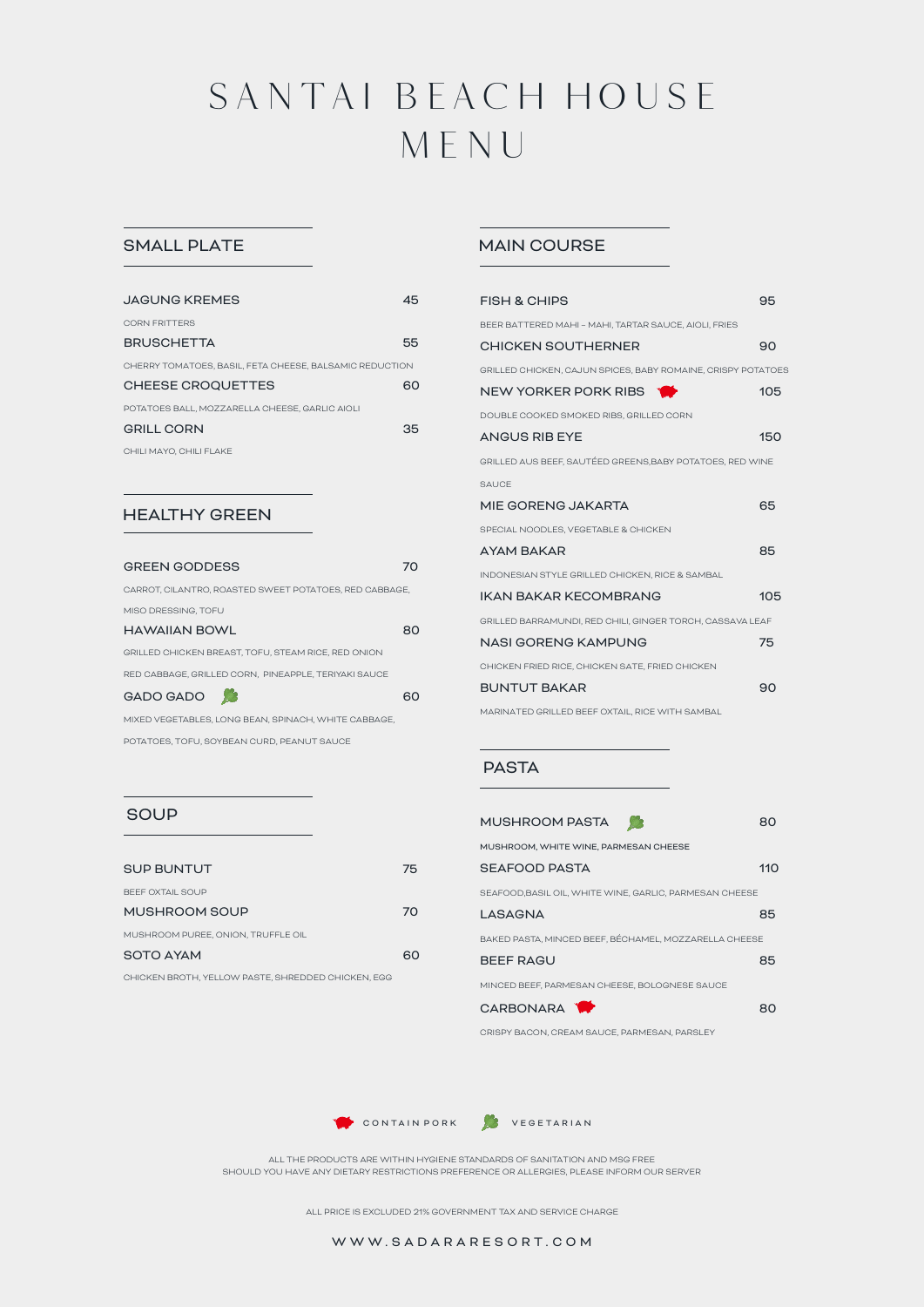# SANTAI BEACH HOUSE MENU

## SMALL PLATE

**JAGUNG KREMES** 45
CORN FRITTERS

**BRUSCHETTA** 55
CHERRY TOMATOES, BASIL, FETA CHEESE, BALSAMIC REDUCTION

**CHEESE CROQUETTES** 60
POTATOES BALL, MOZZARELLA CHEESE, GARLIC AIOLI

**GRILL CORN** 35
CHILI MAYO, CHILI FLAKE

## HEALTHY GREEN

**GREEN GODDESS** 70
CARROT, CILANTRO, ROASTED SWEET POTATOES, RED CABBAGE, MISO DRESSING, TOFU

**HAWAIIAN BOWL** 80
GRILLED CHICKEN BREAST, TOFU, STEAM RICE, RED ONION RED CABBAGE, GRILLED CORN, PINEAPPLE, TERIYAKI SAUCE

**GADO GADO** (Vegetarian) 60
MIXED VEGETABLES, LONG BEAN, SPINACH, WHITE CABBAGE, POTATOES, TOFU, SOYBEAN CURD, PEANUT SAUCE

## SOUP

**SUP BUNTUT** 75
BEEF OXTAIL SOUP

**MUSHROOM SOUP** 70
MUSHROOM PUREE, ONION, TRUFFLE OIL

**SOTO AYAM** 60
CHICKEN BROTH, YELLOW PASTE, SHREDDED CHICKEN, EGG

## MAIN COURSE

**FISH & CHIPS** 95
BEER BATTERED MAHI – MAHI, TARTAR SAUCE, AIOLI, FRIES

**CHICKEN SOUTHERNER** 90
GRILLED CHICKEN, CAJUN SPICES, BABY ROMAINE, CRISPY POTATOES

**NEW YORKER PORK RIBS** (Contain Pork) 105
DOUBLE COOKED SMOKED RIBS, GRILLED CORN

**ANGUS RIB EYE** 150
GRILLED AUS BEEF, SAUTÉED GREENS,BABY POTATOES, RED WINE SAUCE

**MIE GORENG JAKARTA** 65
SPECIAL NOODLES, VEGETABLE & CHICKEN

**AYAM BAKAR** 85
INDONESIAN STYLE GRILLED CHICKEN, RICE & SAMBAL

**IKAN BAKAR KECOMBRANG** 105
GRILLED BARRAMUNDI, RED CHILI, GINGER TORCH, CASSAVA LEAF

**NASI GORENG KAMPUNG** 75
CHICKEN FRIED RICE, CHICKEN SATE, FRIED CHICKEN

**BUNTUT BAKAR** 90
MARINATED GRILLED BEEF OXTAIL, RICE WITH SAMBAL

## PASTA

**MUSHROOM PASTA** (Vegetarian) 80
MUSHROOM, WHITE WINE, PARMESAN CHEESE

**SEAFOOD PASTA** 110
SEAFOOD,BASIL OIL, WHITE WINE, GARLIC, PARMESAN CHEESE

**LASAGNA** 85
BAKED PASTA, MINCED BEEF, BÉCHAMEL, MOZZARELLA CHEESE

**BEEF RAGU** 85
MINCED BEEF, PARMESAN CHEESE, BOLOGNESE SAUCE

**CARBONARA** (Contain Pork) 80
CRISPY BACON, CREAM SAUCE, PARMESAN, PARSLEY

CONTAIN PORK | VEGETARIAN

ALL THE PRODUCTS ARE WITHIN HYGIENE STANDARDS OF SANITATION AND MSG FREE
SHOULD YOU HAVE ANY DIETARY RESTRICTIONS PREFERENCE OR ALLERGIES, PLEASE INFORM OUR SERVER

ALL PRICE IS EXCLUDED 21% GOVERNMENT TAX AND SERVICE CHARGE

WWW.SADARARESORT.COM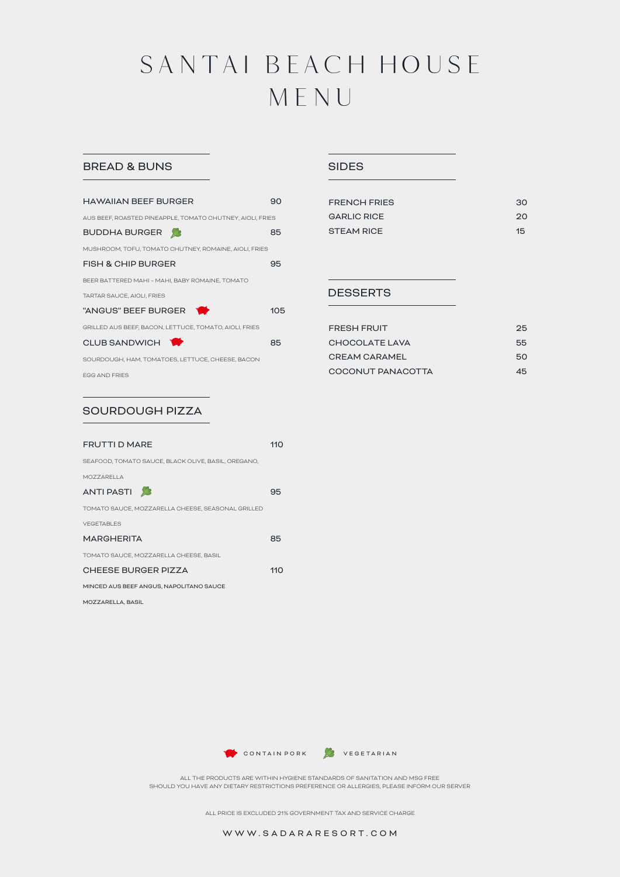# SANTAI BEACH HOUSE MENU

## BREAD & BUNS

**HAWAIIAN BEEF BURGER** — 90
AUS BEEF, ROASTED PINEAPPLE, TOMATO CHUTNEY, AIOLI, FRIES

**BUDDHA BURGER** (Vegetarian) — 85
MUSHROOM, TOFU, TOMATO CHUTNEY, ROMAINE, AIOLI, FRIES

**FISH & CHIP BURGER** — 95
BEER BATTERED MAHI - MAHI, BABY ROMAINE, TOMATO TARTAR SAUCE, AIOLI, FRIES

**"ANGUS" BEEF BURGER** (Contain Pork) — 105
GRILLED AUS BEEF, BACON, LETTUCE, TOMATO, AIOLI, FRIES

**CLUB SANDWICH** (Contain Pork) — 85
SOURDOUGH, HAM, TOMATOES, LETTUCE, CHEESE, BACON EGG AND FRIES

## SOURDOUGH PIZZA

**FRUTTI D MARE** — 110
SEAFOOD, TOMATO SAUCE, BLACK OLIVE, BASIL, OREGANO, MOZZARELLA

**ANTI PASTI** (Vegetarian) — 95
TOMATO SAUCE, MOZZARELLA CHEESE, SEASONAL GRILLED VEGETABLES

**MARGHERITA** — 85
TOMATO SAUCE, MOZZARELLA CHEESE, BASIL

**CHEESE BURGER PIZZA** — 110
MINCED AUS BEEF ANGUS, NAPOLITANO SAUCE MOZZARELLA, BASIL

## SIDES

| | |
|---|---|
| FRENCH FRIES | 30 |
| GARLIC RICE | 20 |
| STEAM RICE | 15 |

## DESSERTS

| | |
|---|---|
| FRESH FRUIT | 25 |
| CHOCOLATE LAVA | 55 |
| CREAM CARAMEL | 50 |
| COCONUT PANACOTTA | 45 |

CONTAIN PORK VEGETARIAN

ALL THE PRODUCTS ARE WITHIN HYGIENE STANDARDS OF SANITATION AND MSG FREE
SHOULD YOU HAVE ANY DIETARY RESTRICTIONS PREFERENCE OR ALLERGIES, PLEASE INFORM OUR SERVER

ALL PRICE IS EXCLUDED 21% GOVERNMENT TAX AND SERVICE CHARGE

WWW.SADARARESORT.COM